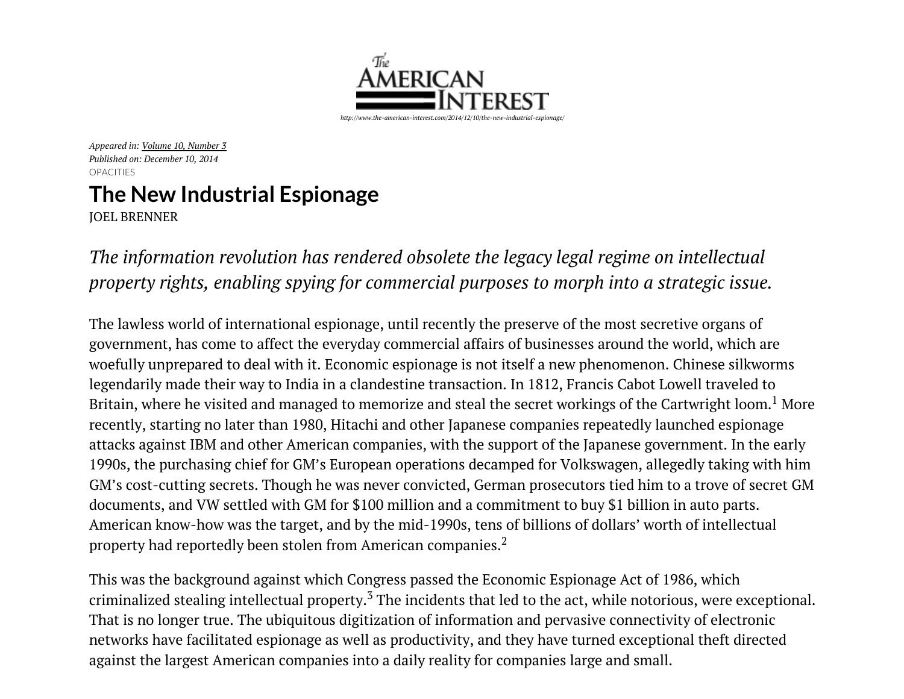The American Interest

http://www.the-american-interest.com/2014/12/10/the-new-industrial-espionage/

*Appeared in: Volume 10, Number 3*
*Published on: December 10, 2014*
OPACITIES

# The New Industrial Espionage

JOEL BRENNER

*The information revolution has rendered obsolete the legacy legal regime on intellectual property rights, enabling spying for commercial purposes to morph into a strategic issue.*

The lawless world of international espionage, until recently the preserve of the most secretive organs of government, has come to affect the everyday commercial affairs of businesses around the world, which are woefully unprepared to deal with it. Economic espionage is not itself a new phenomenon. Chinese silkworms legendarily made their way to India in a clandestine transaction. In 1812, Francis Cabot Lowell traveled to Britain, where he visited and managed to memorize and steal the secret workings of the Cartwright loom.[1] More recently, starting no later than 1980, Hitachi and other Japanese companies repeatedly launched espionage attacks against IBM and other American companies, with the support of the Japanese government. In the early 1990s, the purchasing chief for GM's European operations decamped for Volkswagen, allegedly taking with him GM's cost-cutting secrets. Though he was never convicted, German prosecutors tied him to a trove of secret GM documents, and VW settled with GM for $100 million and a commitment to buy $1 billion in auto parts. American know-how was the target, and by the mid-1990s, tens of billions of dollars' worth of intellectual property had reportedly been stolen from American companies.[2]

This was the background against which Congress passed the Economic Espionage Act of 1986, which criminalized stealing intellectual property.[3] The incidents that led to the act, while notorious, were exceptional. That is no longer true. The ubiquitous digitization of information and pervasive connectivity of electronic networks have facilitated espionage as well as productivity, and they have turned exceptional theft directed against the largest American companies into a daily reality for companies large and small.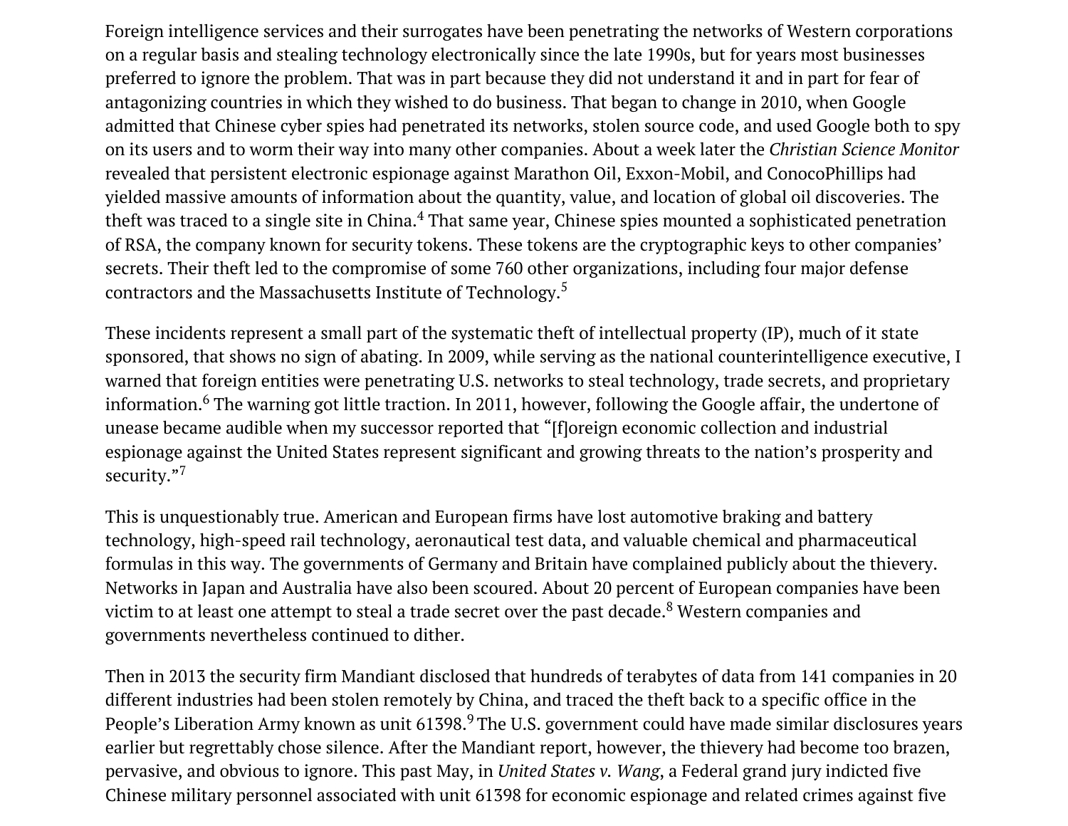Foreign intelligence services and their surrogates have been penetrating the networks of Western corporations on a regular basis and stealing technology electronically since the late 1990s, but for years most businesses preferred to ignore the problem. That was in part because they did not understand it and in part for fear of antagonizing countries in which they wished to do business. That began to change in 2010, when Google admitted that Chinese cyber spies had penetrated its networks, stolen source code, and used Google both to spy on its users and to worm their way into many other companies. About a week later the *Christian Science Monitor* revealed that persistent electronic espionage against Marathon Oil, Exxon-Mobil, and ConocoPhillips had yielded massive amounts of information about the quantity, value, and location of global oil discoveries. The theft was traced to a single site in China.[4] That same year, Chinese spies mounted a sophisticated penetration of RSA, the company known for security tokens. These tokens are the cryptographic keys to other companies' secrets. Their theft led to the compromise of some 760 other organizations, including four major defense contractors and the Massachusetts Institute of Technology.[5]

These incidents represent a small part of the systematic theft of intellectual property (IP), much of it state sponsored, that shows no sign of abating. In 2009, while serving as the national counterintelligence executive, I warned that foreign entities were penetrating U.S. networks to steal technology, trade secrets, and proprietary information.[6] The warning got little traction. In 2011, however, following the Google affair, the undertone of unease became audible when my successor reported that "[f]oreign economic collection and industrial espionage against the United States represent significant and growing threats to the nation's prosperity and security."[7]

This is unquestionably true. American and European firms have lost automotive braking and battery technology, high-speed rail technology, aeronautical test data, and valuable chemical and pharmaceutical formulas in this way. The governments of Germany and Britain have complained publicly about the thievery. Networks in Japan and Australia have also been scoured. About 20 percent of European companies have been victim to at least one attempt to steal a trade secret over the past decade.[8] Western companies and governments nevertheless continued to dither.

Then in 2013 the security firm Mandiant disclosed that hundreds of terabytes of data from 141 companies in 20 different industries had been stolen remotely by China, and traced the theft back to a specific office in the People's Liberation Army known as unit 61398.[9] The U.S. government could have made similar disclosures years earlier but regrettably chose silence. After the Mandiant report, however, the thievery had become too brazen, pervasive, and obvious to ignore. This past May, in *United States v. Wang*, a Federal grand jury indicted five Chinese military personnel associated with unit 61398 for economic espionage and related crimes against five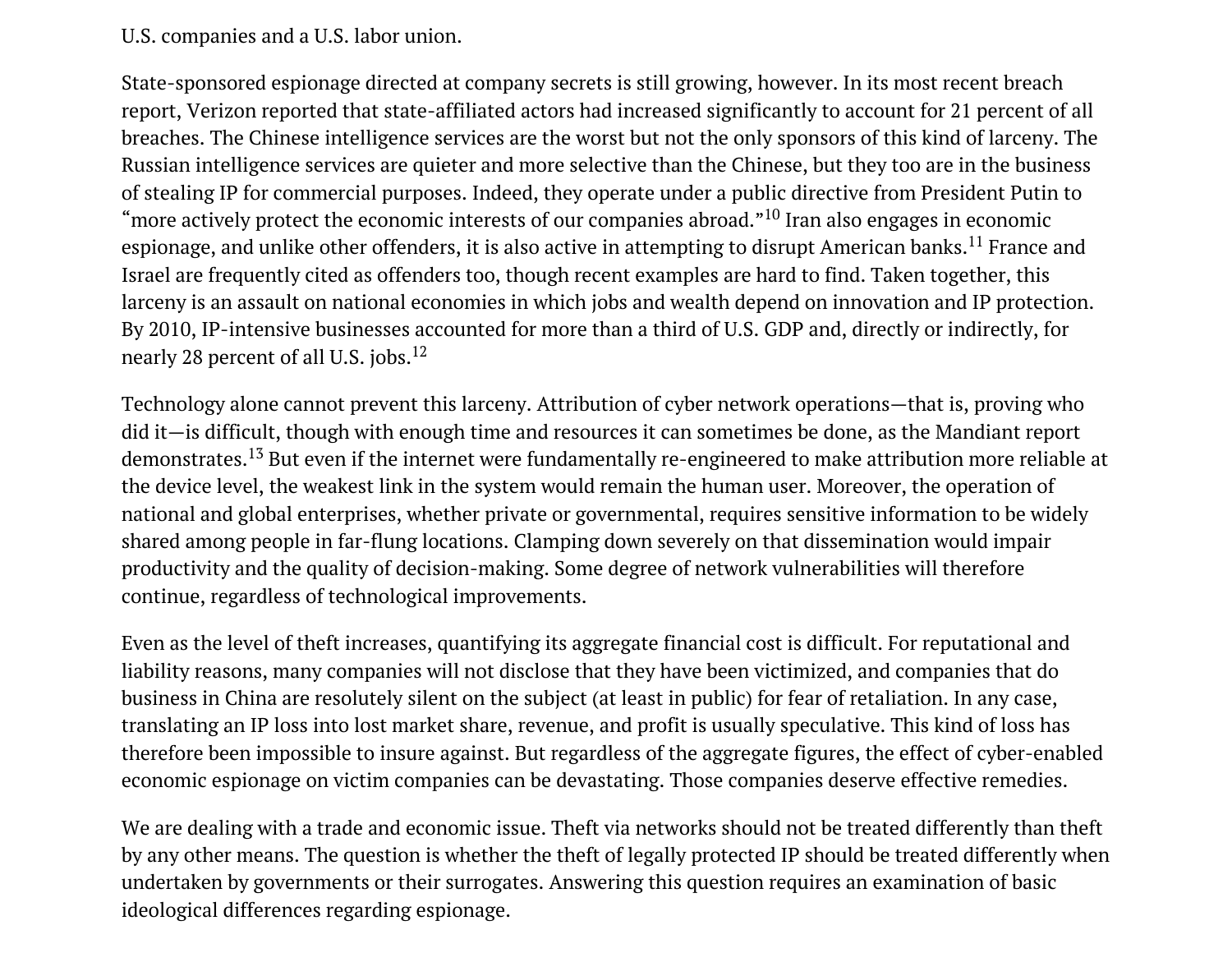U.S. companies and a U.S. labor union.

State-sponsored espionage directed at company secrets is still growing, however. In its most recent breach report, Verizon reported that state-affiliated actors had increased significantly to account for 21 percent of all breaches. The Chinese intelligence services are the worst but not the only sponsors of this kind of larceny. The Russian intelligence services are quieter and more selective than the Chinese, but they too are in the business of stealing IP for commercial purposes. Indeed, they operate under a public directive from President Putin to "more actively protect the economic interests of our companies abroad."[10] Iran also engages in economic espionage, and unlike other offenders, it is also active in attempting to disrupt American banks.[11] France and Israel are frequently cited as offenders too, though recent examples are hard to find. Taken together, this larceny is an assault on national economies in which jobs and wealth depend on innovation and IP protection. By 2010, IP-intensive businesses accounted for more than a third of U.S. GDP and, directly or indirectly, for nearly 28 percent of all U.S. jobs.[12]

Technology alone cannot prevent this larceny. Attribution of cyber network operations—that is, proving who did it—is difficult, though with enough time and resources it can sometimes be done, as the Mandiant report demonstrates.[13] But even if the internet were fundamentally re-engineered to make attribution more reliable at the device level, the weakest link in the system would remain the human user. Moreover, the operation of national and global enterprises, whether private or governmental, requires sensitive information to be widely shared among people in far-flung locations. Clamping down severely on that dissemination would impair productivity and the quality of decision-making. Some degree of network vulnerabilities will therefore continue, regardless of technological improvements.

Even as the level of theft increases, quantifying its aggregate financial cost is difficult. For reputational and liability reasons, many companies will not disclose that they have been victimized, and companies that do business in China are resolutely silent on the subject (at least in public) for fear of retaliation. In any case, translating an IP loss into lost market share, revenue, and profit is usually speculative. This kind of loss has therefore been impossible to insure against. But regardless of the aggregate figures, the effect of cyber-enabled economic espionage on victim companies can be devastating. Those companies deserve effective remedies.

We are dealing with a trade and economic issue. Theft via networks should not be treated differently than theft by any other means. The question is whether the theft of legally protected IP should be treated differently when undertaken by governments or their surrogates. Answering this question requires an examination of basic ideological differences regarding espionage.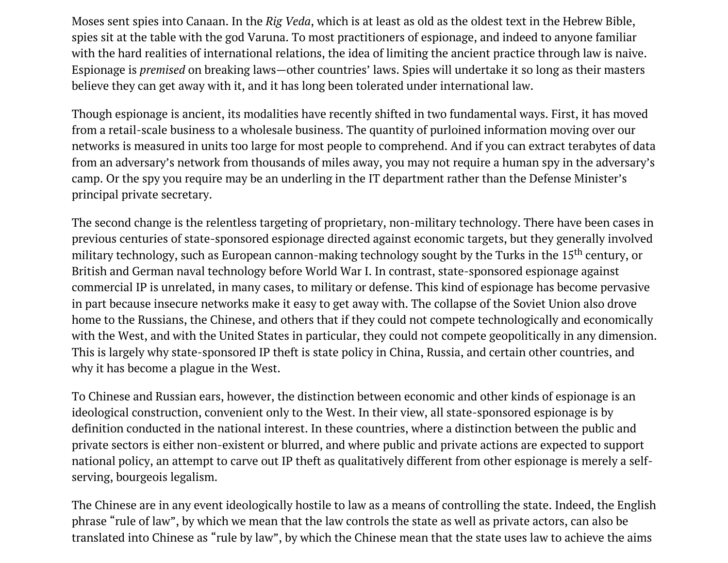Moses sent spies into Canaan. In the *Rig Veda*, which is at least as old as the oldest text in the Hebrew Bible, spies sit at the table with the god Varuna. To most practitioners of espionage, and indeed to anyone familiar with the hard realities of international relations, the idea of limiting the ancient practice through law is naive. Espionage is *premised* on breaking laws—other countries' laws. Spies will undertake it so long as their masters believe they can get away with it, and it has long been tolerated under international law.

Though espionage is ancient, its modalities have recently shifted in two fundamental ways. First, it has moved from a retail-scale business to a wholesale business. The quantity of purloined information moving over our networks is measured in units too large for most people to comprehend. And if you can extract terabytes of data from an adversary's network from thousands of miles away, you may not require a human spy in the adversary's camp. Or the spy you require may be an underling in the IT department rather than the Defense Minister's principal private secretary.

The second change is the relentless targeting of proprietary, non-military technology. There have been cases in previous centuries of state-sponsored espionage directed against economic targets, but they generally involved military technology, such as European cannon-making technology sought by the Turks in the 15th century, or British and German naval technology before World War I. In contrast, state-sponsored espionage against commercial IP is unrelated, in many cases, to military or defense. This kind of espionage has become pervasive in part because insecure networks make it easy to get away with. The collapse of the Soviet Union also drove home to the Russians, the Chinese, and others that if they could not compete technologically and economically with the West, and with the United States in particular, they could not compete geopolitically in any dimension. This is largely why state-sponsored IP theft is state policy in China, Russia, and certain other countries, and why it has become a plague in the West.

To Chinese and Russian ears, however, the distinction between economic and other kinds of espionage is an ideological construction, convenient only to the West. In their view, all state-sponsored espionage is by definition conducted in the national interest. In these countries, where a distinction between the public and private sectors is either non-existent or blurred, and where public and private actions are expected to support national policy, an attempt to carve out IP theft as qualitatively different from other espionage is merely a self-serving, bourgeois legalism.

The Chinese are in any event ideologically hostile to law as a means of controlling the state. Indeed, the English phrase "rule of law", by which we mean that the law controls the state as well as private actors, can also be translated into Chinese as "rule by law", by which the Chinese mean that the state uses law to achieve the aims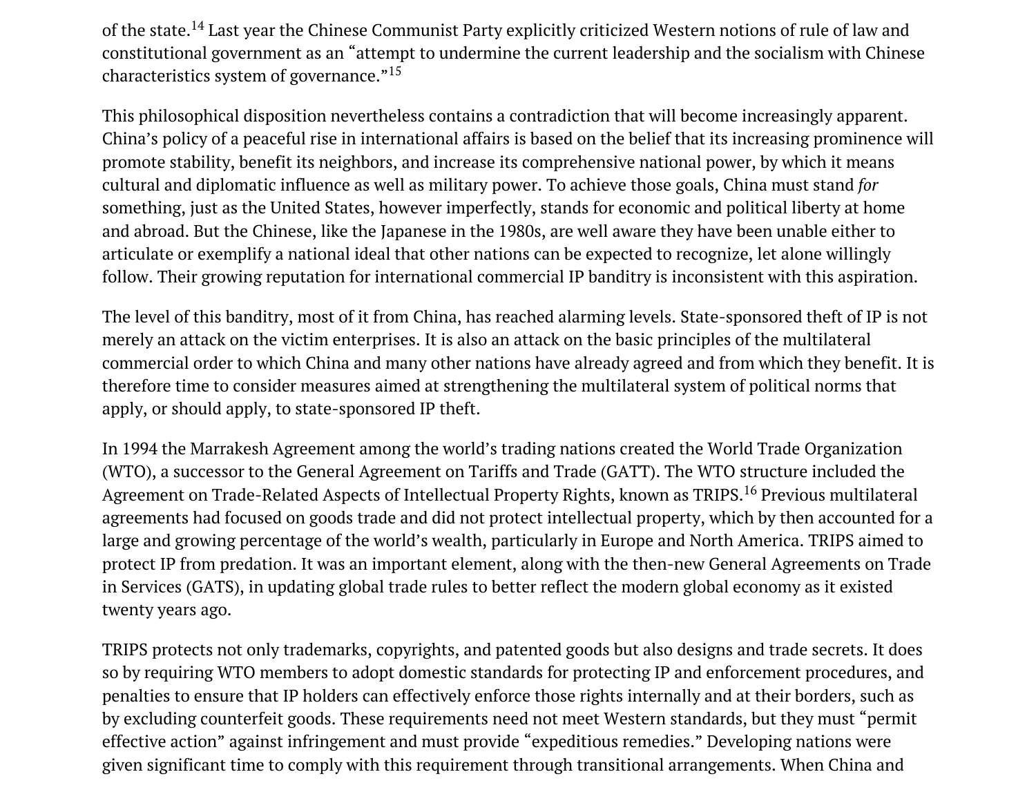of the state.[14] Last year the Chinese Communist Party explicitly criticized Western notions of rule of law and constitutional government as an "attempt to undermine the current leadership and the socialism with Chinese characteristics system of governance."[15]

This philosophical disposition nevertheless contains a contradiction that will become increasingly apparent. China's policy of a peaceful rise in international affairs is based on the belief that its increasing prominence will promote stability, benefit its neighbors, and increase its comprehensive national power, by which it means cultural and diplomatic influence as well as military power. To achieve those goals, China must stand *for* something, just as the United States, however imperfectly, stands for economic and political liberty at home and abroad. But the Chinese, like the Japanese in the 1980s, are well aware they have been unable either to articulate or exemplify a national ideal that other nations can be expected to recognize, let alone willingly follow. Their growing reputation for international commercial IP banditry is inconsistent with this aspiration.

The level of this banditry, most of it from China, has reached alarming levels. State-sponsored theft of IP is not merely an attack on the victim enterprises. It is also an attack on the basic principles of the multilateral commercial order to which China and many other nations have already agreed and from which they benefit. It is therefore time to consider measures aimed at strengthening the multilateral system of political norms that apply, or should apply, to state-sponsored IP theft.

In 1994 the Marrakesh Agreement among the world's trading nations created the World Trade Organization (WTO), a successor to the General Agreement on Tariffs and Trade (GATT). The WTO structure included the Agreement on Trade-Related Aspects of Intellectual Property Rights, known as TRIPS.[16] Previous multilateral agreements had focused on goods trade and did not protect intellectual property, which by then accounted for a large and growing percentage of the world's wealth, particularly in Europe and North America. TRIPS aimed to protect IP from predation. It was an important element, along with the then-new General Agreements on Trade in Services (GATS), in updating global trade rules to better reflect the modern global economy as it existed twenty years ago.

TRIPS protects not only trademarks, copyrights, and patented goods but also designs and trade secrets. It does so by requiring WTO members to adopt domestic standards for protecting IP and enforcement procedures, and penalties to ensure that IP holders can effectively enforce those rights internally and at their borders, such as by excluding counterfeit goods. These requirements need not meet Western standards, but they must "permit effective action" against infringement and must provide "expeditious remedies." Developing nations were given significant time to comply with this requirement through transitional arrangements. When China and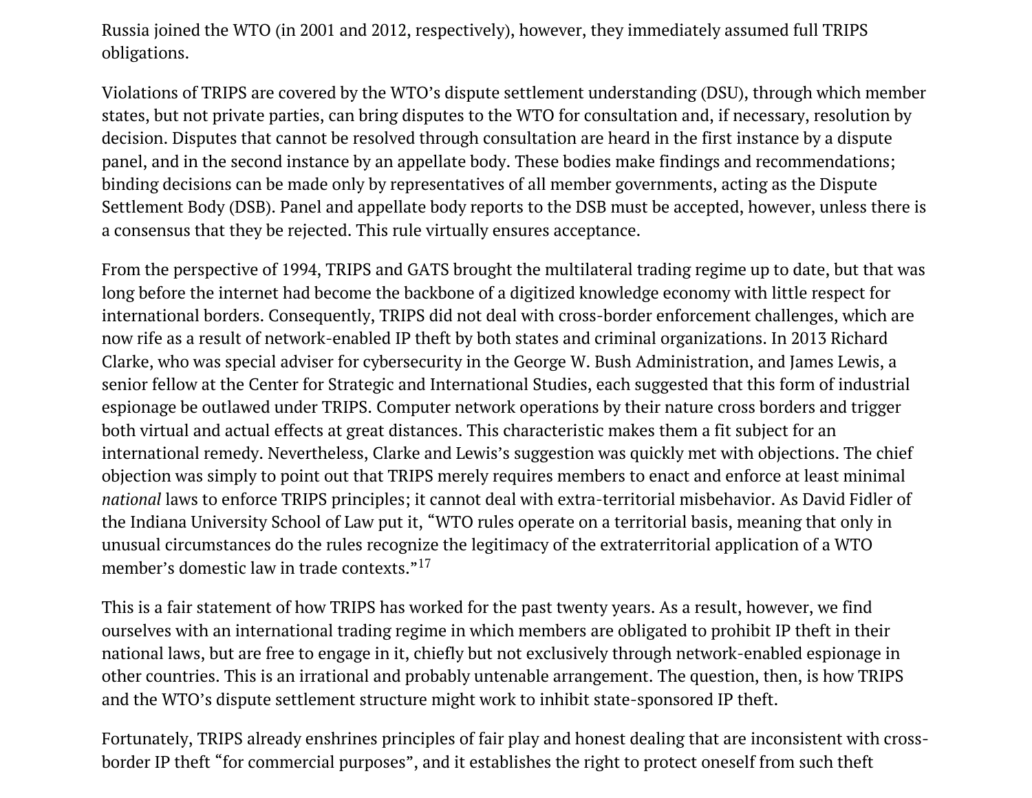Russia joined the WTO (in 2001 and 2012, respectively), however, they immediately assumed full TRIPS obligations.

Violations of TRIPS are covered by the WTO's dispute settlement understanding (DSU), through which member states, but not private parties, can bring disputes to the WTO for consultation and, if necessary, resolution by decision. Disputes that cannot be resolved through consultation are heard in the first instance by a dispute panel, and in the second instance by an appellate body. These bodies make findings and recommendations; binding decisions can be made only by representatives of all member governments, acting as the Dispute Settlement Body (DSB). Panel and appellate body reports to the DSB must be accepted, however, unless there is a consensus that they be rejected. This rule virtually ensures acceptance.

From the perspective of 1994, TRIPS and GATS brought the multilateral trading regime up to date, but that was long before the internet had become the backbone of a digitized knowledge economy with little respect for international borders. Consequently, TRIPS did not deal with cross-border enforcement challenges, which are now rife as a result of network-enabled IP theft by both states and criminal organizations. In 2013 Richard Clarke, who was special adviser for cybersecurity in the George W. Bush Administration, and James Lewis, a senior fellow at the Center for Strategic and International Studies, each suggested that this form of industrial espionage be outlawed under TRIPS. Computer network operations by their nature cross borders and trigger both virtual and actual effects at great distances. This characteristic makes them a fit subject for an international remedy. Nevertheless, Clarke and Lewis's suggestion was quickly met with objections. The chief objection was simply to point out that TRIPS merely requires members to enact and enforce at least minimal *national* laws to enforce TRIPS principles; it cannot deal with extra-territorial misbehavior. As David Fidler of the Indiana University School of Law put it, "WTO rules operate on a territorial basis, meaning that only in unusual circumstances do the rules recognize the legitimacy of the extraterritorial application of a WTO member's domestic law in trade contexts."[17]

This is a fair statement of how TRIPS has worked for the past twenty years. As a result, however, we find ourselves with an international trading regime in which members are obligated to prohibit IP theft in their national laws, but are free to engage in it, chiefly but not exclusively through network-enabled espionage in other countries. This is an irrational and probably untenable arrangement. The question, then, is how TRIPS and the WTO's dispute settlement structure might work to inhibit state-sponsored IP theft.

Fortunately, TRIPS already enshrines principles of fair play and honest dealing that are inconsistent with cross-border IP theft "for commercial purposes", and it establishes the right to protect oneself from such theft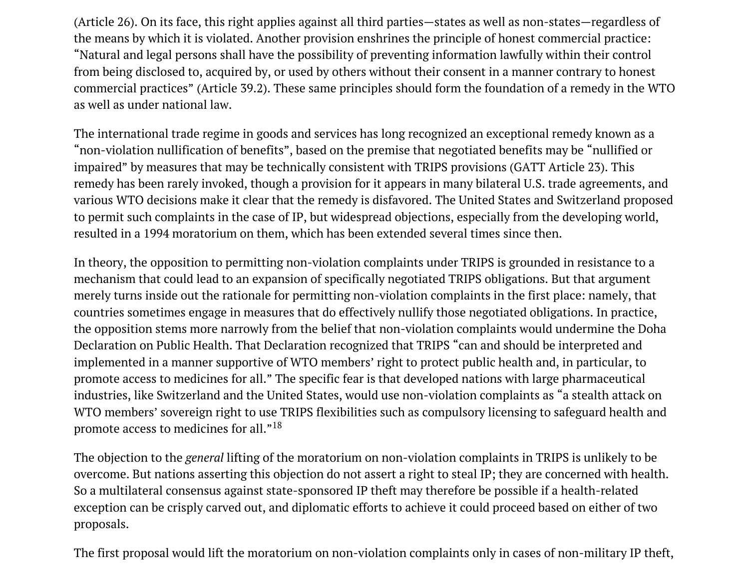(Article 26). On its face, this right applies against all third parties—states as well as non-states—regardless of the means by which it is violated. Another provision enshrines the principle of honest commercial practice: "Natural and legal persons shall have the possibility of preventing information lawfully within their control from being disclosed to, acquired by, or used by others without their consent in a manner contrary to honest commercial practices" (Article 39.2). These same principles should form the foundation of a remedy in the WTO as well as under national law.

The international trade regime in goods and services has long recognized an exceptional remedy known as a "non-violation nullification of benefits", based on the premise that negotiated benefits may be "nullified or impaired" by measures that may be technically consistent with TRIPS provisions (GATT Article 23). This remedy has been rarely invoked, though a provision for it appears in many bilateral U.S. trade agreements, and various WTO decisions make it clear that the remedy is disfavored. The United States and Switzerland proposed to permit such complaints in the case of IP, but widespread objections, especially from the developing world, resulted in a 1994 moratorium on them, which has been extended several times since then.

In theory, the opposition to permitting non-violation complaints under TRIPS is grounded in resistance to a mechanism that could lead to an expansion of specifically negotiated TRIPS obligations. But that argument merely turns inside out the rationale for permitting non-violation complaints in the first place: namely, that countries sometimes engage in measures that do effectively nullify those negotiated obligations. In practice, the opposition stems more narrowly from the belief that non-violation complaints would undermine the Doha Declaration on Public Health. That Declaration recognized that TRIPS "can and should be interpreted and implemented in a manner supportive of WTO members' right to protect public health and, in particular, to promote access to medicines for all." The specific fear is that developed nations with large pharmaceutical industries, like Switzerland and the United States, would use non-violation complaints as "a stealth attack on WTO members' sovereign right to use TRIPS flexibilities such as compulsory licensing to safeguard health and promote access to medicines for all."[18]

The objection to the *general* lifting of the moratorium on non-violation complaints in TRIPS is unlikely to be overcome. But nations asserting this objection do not assert a right to steal IP; they are concerned with health. So a multilateral consensus against state-sponsored IP theft may therefore be possible if a health-related exception can be crisply carved out, and diplomatic efforts to achieve it could proceed based on either of two proposals.

The first proposal would lift the moratorium on non-violation complaints only in cases of non-military IP theft,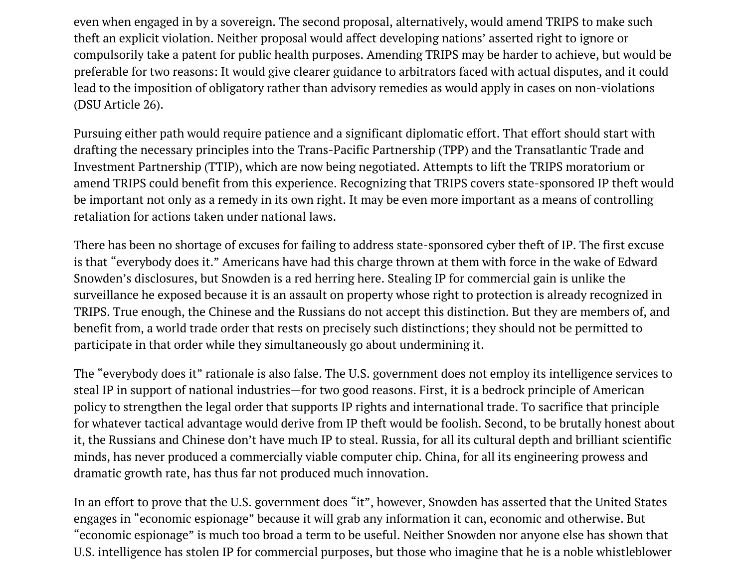even when engaged in by a sovereign. The second proposal, alternatively, would amend TRIPS to make such theft an explicit violation. Neither proposal would affect developing nations' asserted right to ignore or compulsorily take a patent for public health purposes. Amending TRIPS may be harder to achieve, but would be preferable for two reasons: It would give clearer guidance to arbitrators faced with actual disputes, and it could lead to the imposition of obligatory rather than advisory remedies as would apply in cases on non-violations (DSU Article 26).

Pursuing either path would require patience and a significant diplomatic effort. That effort should start with drafting the necessary principles into the Trans-Pacific Partnership (TPP) and the Transatlantic Trade and Investment Partnership (TTIP), which are now being negotiated. Attempts to lift the TRIPS moratorium or amend TRIPS could benefit from this experience. Recognizing that TRIPS covers state-sponsored IP theft would be important not only as a remedy in its own right. It may be even more important as a means of controlling retaliation for actions taken under national laws.

There has been no shortage of excuses for failing to address state-sponsored cyber theft of IP. The first excuse is that "everybody does it." Americans have had this charge thrown at them with force in the wake of Edward Snowden's disclosures, but Snowden is a red herring here. Stealing IP for commercial gain is unlike the surveillance he exposed because it is an assault on property whose right to protection is already recognized in TRIPS. True enough, the Chinese and the Russians do not accept this distinction. But they are members of, and benefit from, a world trade order that rests on precisely such distinctions; they should not be permitted to participate in that order while they simultaneously go about undermining it.

The "everybody does it" rationale is also false. The U.S. government does not employ its intelligence services to steal IP in support of national industries—for two good reasons. First, it is a bedrock principle of American policy to strengthen the legal order that supports IP rights and international trade. To sacrifice that principle for whatever tactical advantage would derive from IP theft would be foolish. Second, to be brutally honest about it, the Russians and Chinese don't have much IP to steal. Russia, for all its cultural depth and brilliant scientific minds, has never produced a commercially viable computer chip. China, for all its engineering prowess and dramatic growth rate, has thus far not produced much innovation.

In an effort to prove that the U.S. government does "it", however, Snowden has asserted that the United States engages in "economic espionage" because it will grab any information it can, economic and otherwise. But "economic espionage" is much too broad a term to be useful. Neither Snowden nor anyone else has shown that U.S. intelligence has stolen IP for commercial purposes, but those who imagine that he is a noble whistleblower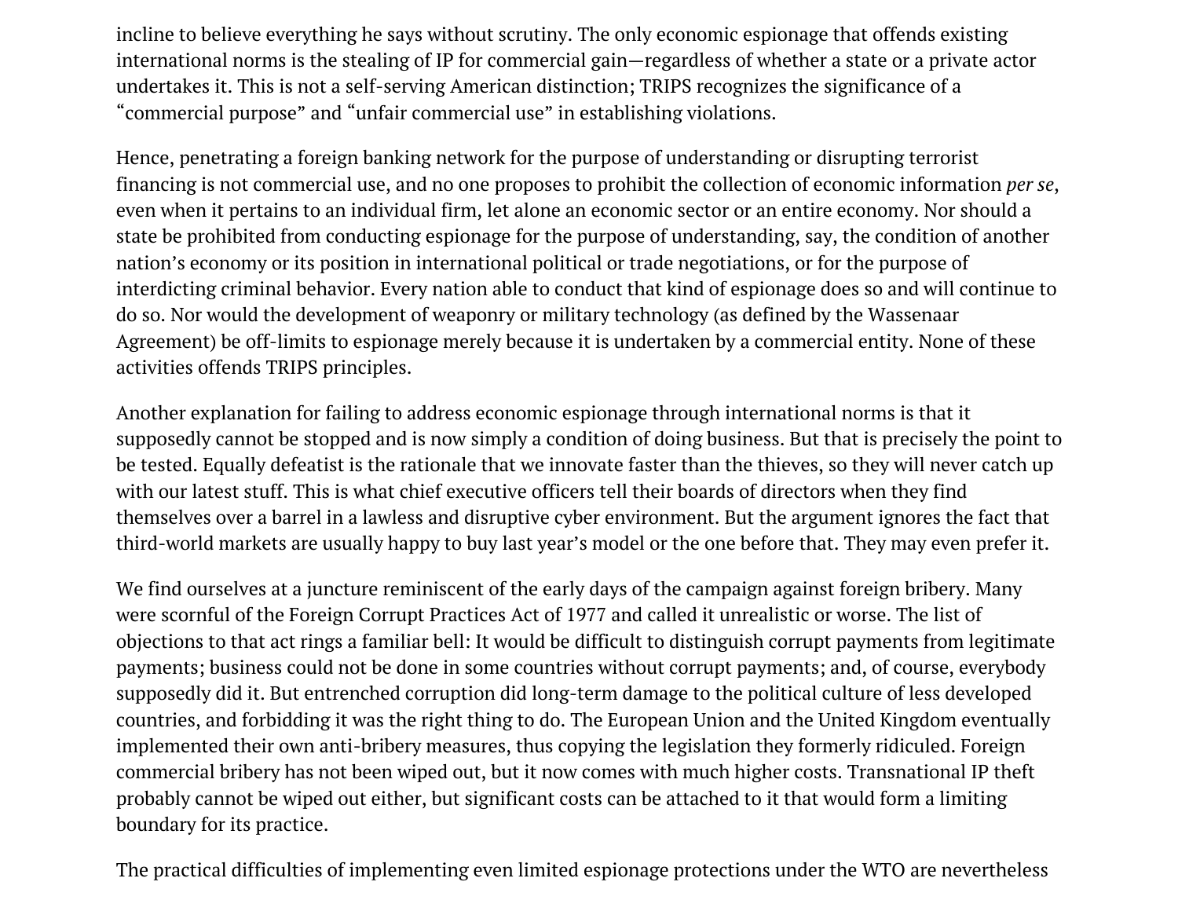incline to believe everything he says without scrutiny. The only economic espionage that offends existing international norms is the stealing of IP for commercial gain—regardless of whether a state or a private actor undertakes it. This is not a self-serving American distinction; TRIPS recognizes the significance of a "commercial purpose" and "unfair commercial use" in establishing violations.

Hence, penetrating a foreign banking network for the purpose of understanding or disrupting terrorist financing is not commercial use, and no one proposes to prohibit the collection of economic information *per se*, even when it pertains to an individual firm, let alone an economic sector or an entire economy. Nor should a state be prohibited from conducting espionage for the purpose of understanding, say, the condition of another nation's economy or its position in international political or trade negotiations, or for the purpose of interdicting criminal behavior. Every nation able to conduct that kind of espionage does so and will continue to do so. Nor would the development of weaponry or military technology (as defined by the Wassenaar Agreement) be off-limits to espionage merely because it is undertaken by a commercial entity. None of these activities offends TRIPS principles.

Another explanation for failing to address economic espionage through international norms is that it supposedly cannot be stopped and is now simply a condition of doing business. But that is precisely the point to be tested. Equally defeatist is the rationale that we innovate faster than the thieves, so they will never catch up with our latest stuff. This is what chief executive officers tell their boards of directors when they find themselves over a barrel in a lawless and disruptive cyber environment. But the argument ignores the fact that third-world markets are usually happy to buy last year's model or the one before that. They may even prefer it.

We find ourselves at a juncture reminiscent of the early days of the campaign against foreign bribery. Many were scornful of the Foreign Corrupt Practices Act of 1977 and called it unrealistic or worse. The list of objections to that act rings a familiar bell: It would be difficult to distinguish corrupt payments from legitimate payments; business could not be done in some countries without corrupt payments; and, of course, everybody supposedly did it. But entrenched corruption did long-term damage to the political culture of less developed countries, and forbidding it was the right thing to do. The European Union and the United Kingdom eventually implemented their own anti-bribery measures, thus copying the legislation they formerly ridiculed. Foreign commercial bribery has not been wiped out, but it now comes with much higher costs. Transnational IP theft probably cannot be wiped out either, but significant costs can be attached to it that would form a limiting boundary for its practice.

The practical difficulties of implementing even limited espionage protections under the WTO are nevertheless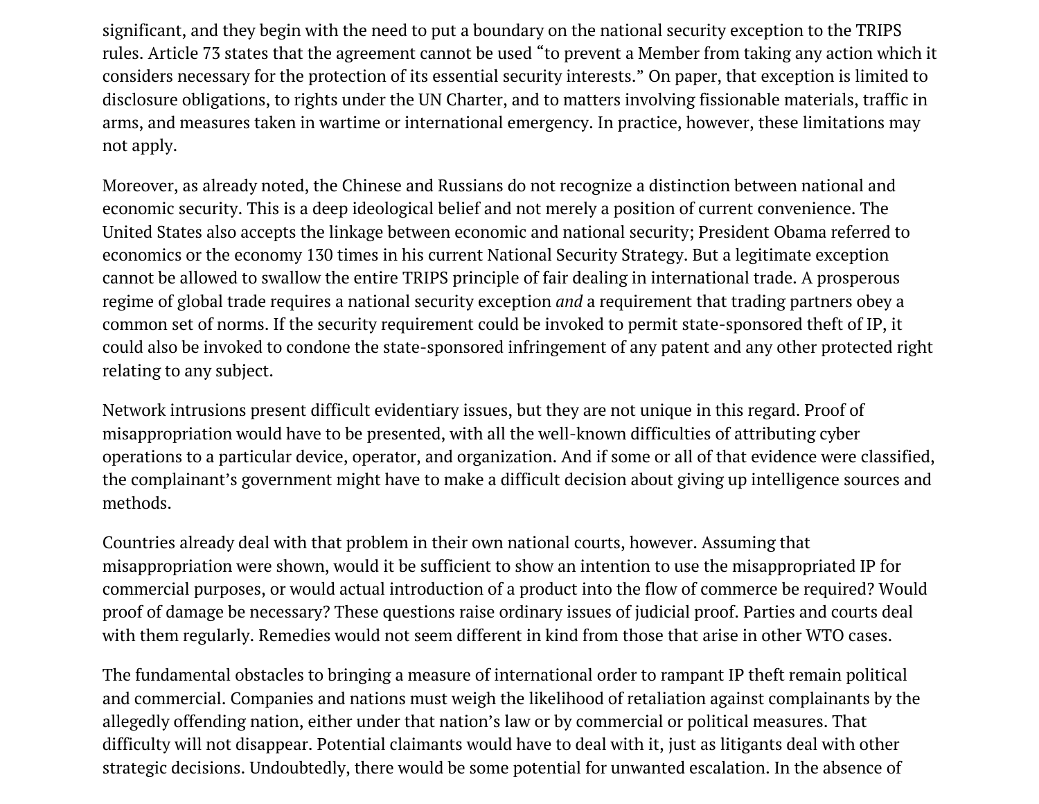significant, and they begin with the need to put a boundary on the national security exception to the TRIPS rules. Article 73 states that the agreement cannot be used "to prevent a Member from taking any action which it considers necessary for the protection of its essential security interests." On paper, that exception is limited to disclosure obligations, to rights under the UN Charter, and to matters involving fissionable materials, traffic in arms, and measures taken in wartime or international emergency. In practice, however, these limitations may not apply.

Moreover, as already noted, the Chinese and Russians do not recognize a distinction between national and economic security. This is a deep ideological belief and not merely a position of current convenience. The United States also accepts the linkage between economic and national security; President Obama referred to economics or the economy 130 times in his current National Security Strategy. But a legitimate exception cannot be allowed to swallow the entire TRIPS principle of fair dealing in international trade. A prosperous regime of global trade requires a national security exception *and* a requirement that trading partners obey a common set of norms. If the security requirement could be invoked to permit state-sponsored theft of IP, it could also be invoked to condone the state-sponsored infringement of any patent and any other protected right relating to any subject.

Network intrusions present difficult evidentiary issues, but they are not unique in this regard. Proof of misappropriation would have to be presented, with all the well-known difficulties of attributing cyber operations to a particular device, operator, and organization. And if some or all of that evidence were classified, the complainant's government might have to make a difficult decision about giving up intelligence sources and methods.

Countries already deal with that problem in their own national courts, however. Assuming that misappropriation were shown, would it be sufficient to show an intention to use the misappropriated IP for commercial purposes, or would actual introduction of a product into the flow of commerce be required? Would proof of damage be necessary? These questions raise ordinary issues of judicial proof. Parties and courts deal with them regularly. Remedies would not seem different in kind from those that arise in other WTO cases.

The fundamental obstacles to bringing a measure of international order to rampant IP theft remain political and commercial. Companies and nations must weigh the likelihood of retaliation against complainants by the allegedly offending nation, either under that nation's law or by commercial or political measures. That difficulty will not disappear. Potential claimants would have to deal with it, just as litigants deal with other strategic decisions. Undoubtedly, there would be some potential for unwanted escalation. In the absence of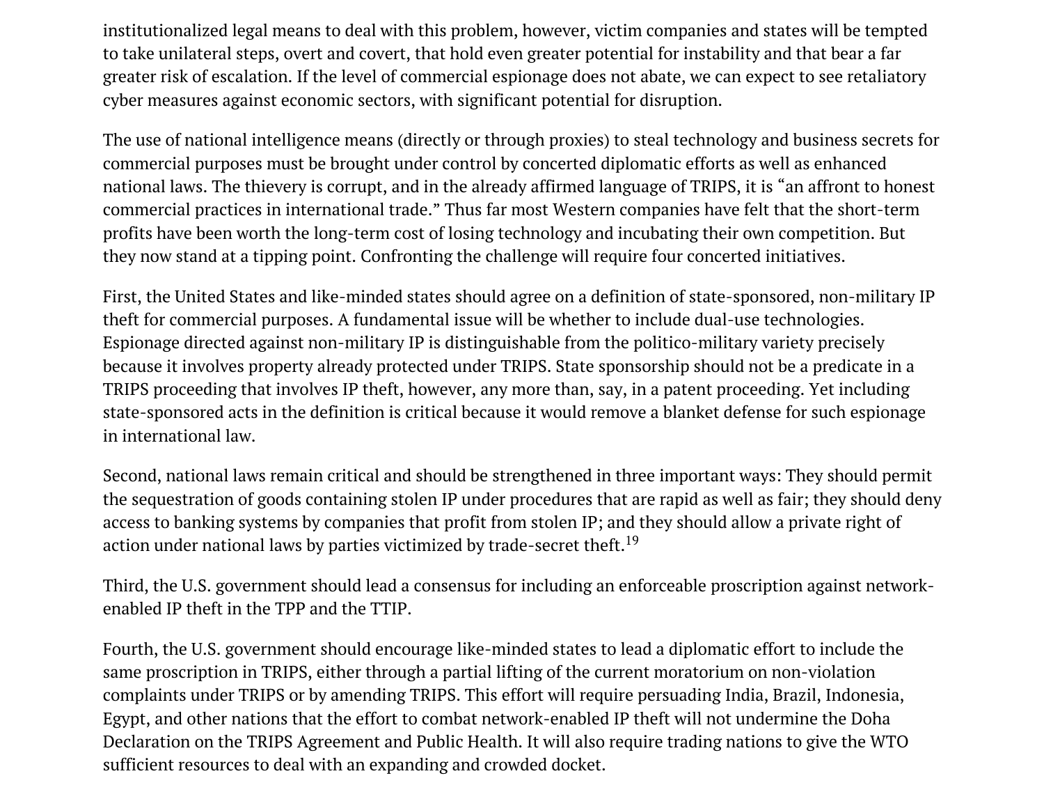institutionalized legal means to deal with this problem, however, victim companies and states will be tempted to take unilateral steps, overt and covert, that hold even greater potential for instability and that bear a far greater risk of escalation. If the level of commercial espionage does not abate, we can expect to see retaliatory cyber measures against economic sectors, with significant potential for disruption.

The use of national intelligence means (directly or through proxies) to steal technology and business secrets for commercial purposes must be brought under control by concerted diplomatic efforts as well as enhanced national laws. The thievery is corrupt, and in the already affirmed language of TRIPS, it is "an affront to honest commercial practices in international trade." Thus far most Western companies have felt that the short-term profits have been worth the long-term cost of losing technology and incubating their own competition. But they now stand at a tipping point. Confronting the challenge will require four concerted initiatives.

First, the United States and like-minded states should agree on a definition of state-sponsored, non-military IP theft for commercial purposes. A fundamental issue will be whether to include dual-use technologies. Espionage directed against non-military IP is distinguishable from the politico-military variety precisely because it involves property already protected under TRIPS. State sponsorship should not be a predicate in a TRIPS proceeding that involves IP theft, however, any more than, say, in a patent proceeding. Yet including state-sponsored acts in the definition is critical because it would remove a blanket defense for such espionage in international law.

Second, national laws remain critical and should be strengthened in three important ways: They should permit the sequestration of goods containing stolen IP under procedures that are rapid as well as fair; they should deny access to banking systems by companies that profit from stolen IP; and they should allow a private right of action under national laws by parties victimized by trade-secret theft.[19]

Third, the U.S. government should lead a consensus for including an enforceable proscription against network-enabled IP theft in the TPP and the TTIP.

Fourth, the U.S. government should encourage like-minded states to lead a diplomatic effort to include the same proscription in TRIPS, either through a partial lifting of the current moratorium on non-violation complaints under TRIPS or by amending TRIPS. This effort will require persuading India, Brazil, Indonesia, Egypt, and other nations that the effort to combat network-enabled IP theft will not undermine the Doha Declaration on the TRIPS Agreement and Public Health. It will also require trading nations to give the WTO sufficient resources to deal with an expanding and crowded docket.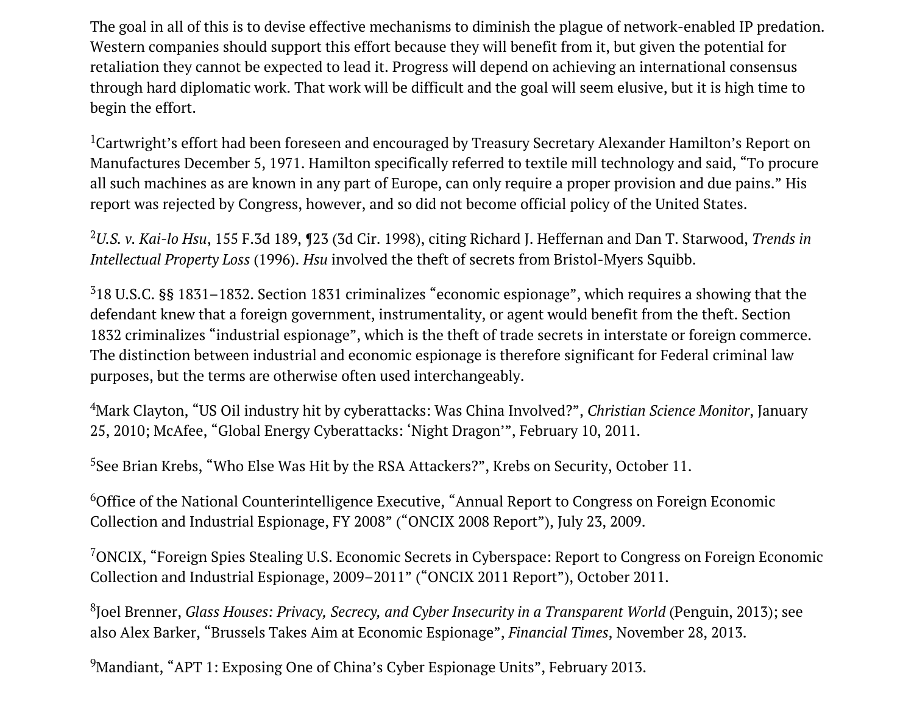The goal in all of this is to devise effective mechanisms to diminish the plague of network-enabled IP predation. Western companies should support this effort because they will benefit from it, but given the potential for retaliation they cannot be expected to lead it. Progress will depend on achieving an international consensus through hard diplomatic work. That work will be difficult and the goal will seem elusive, but it is high time to begin the effort.

[1]Cartwright's effort had been foreseen and encouraged by Treasury Secretary Alexander Hamilton's Report on Manufactures December 5, 1971. Hamilton specifically referred to textile mill technology and said, "To procure all such machines as are known in any part of Europe, can only require a proper provision and due pains." His report was rejected by Congress, however, and so did not become official policy of the United States.

[2]*U.S. v. Kai-lo Hsu*, 155 F.3d 189, ¶23 (3d Cir. 1998), citing Richard J. Heffernan and Dan T. Starwood, *Trends in Intellectual Property Loss* (1996). *Hsu* involved the theft of secrets from Bristol-Myers Squibb.

[3]18 U.S.C. §§ 1831–1832. Section 1831 criminalizes "economic espionage", which requires a showing that the defendant knew that a foreign government, instrumentality, or agent would benefit from the theft. Section 1832 criminalizes "industrial espionage", which is the theft of trade secrets in interstate or foreign commerce. The distinction between industrial and economic espionage is therefore significant for Federal criminal law purposes, but the terms are otherwise often used interchangeably.

[4]Mark Clayton, "US Oil industry hit by cyberattacks: Was China Involved?", *Christian Science Monitor*, January 25, 2010; McAfee, "Global Energy Cyberattacks: 'Night Dragon'", February 10, 2011.

[5]See Brian Krebs, "Who Else Was Hit by the RSA Attackers?", Krebs on Security, October 11.

[6]Office of the National Counterintelligence Executive, "Annual Report to Congress on Foreign Economic Collection and Industrial Espionage, FY 2008" ("ONCIX 2008 Report"), July 23, 2009.

[7]ONCIX, "Foreign Spies Stealing U.S. Economic Secrets in Cyberspace: Report to Congress on Foreign Economic Collection and Industrial Espionage, 2009–2011" ("ONCIX 2011 Report"), October 2011.

[8]Joel Brenner, *Glass Houses: Privacy, Secrecy, and Cyber Insecurity in a Transparent World* (Penguin, 2013); see also Alex Barker, "Brussels Takes Aim at Economic Espionage", *Financial Times*, November 28, 2013.

[9]Mandiant, "APT 1: Exposing One of China's Cyber Espionage Units", February 2013.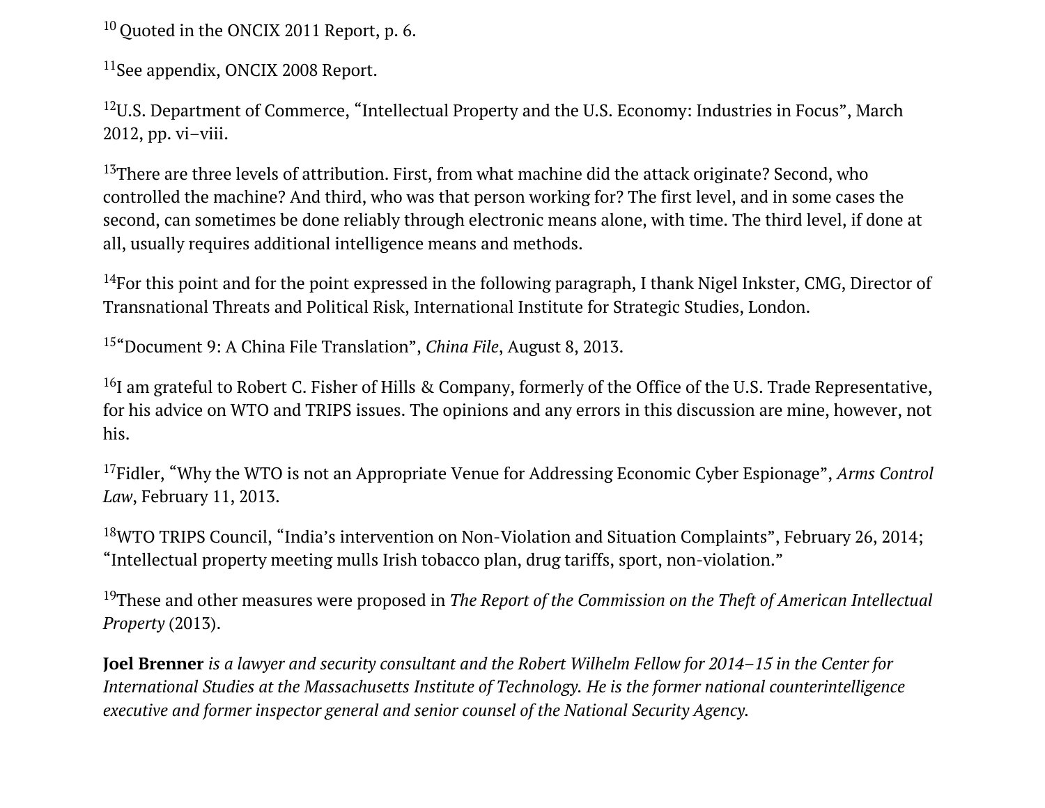[10] Quoted in the ONCIX 2011 Report, p. 6.

[11]See appendix, ONCIX 2008 Report.

[12]U.S. Department of Commerce, "Intellectual Property and the U.S. Economy: Industries in Focus", March 2012, pp. vi–viii.

[13]There are three levels of attribution. First, from what machine did the attack originate? Second, who controlled the machine? And third, who was that person working for? The first level, and in some cases the second, can sometimes be done reliably through electronic means alone, with time. The third level, if done at all, usually requires additional intelligence means and methods.

[14]For this point and for the point expressed in the following paragraph, I thank Nigel Inkster, CMG, Director of Transnational Threats and Political Risk, International Institute for Strategic Studies, London.

[15]"Document 9: A China File Translation", *China File*, August 8, 2013.

[16]I am grateful to Robert C. Fisher of Hills & Company, formerly of the Office of the U.S. Trade Representative, for his advice on WTO and TRIPS issues. The opinions and any errors in this discussion are mine, however, not his.

[17]Fidler, "Why the WTO is not an Appropriate Venue for Addressing Economic Cyber Espionage", *Arms Control Law*, February 11, 2013.

[18]WTO TRIPS Council, "India's intervention on Non-Violation and Situation Complaints", February 26, 2014; "Intellectual property meeting mulls Irish tobacco plan, drug tariffs, sport, non-violation."

[19]These and other measures were proposed in *The Report of the Commission on the Theft of American Intellectual Property* (2013).

**Joel Brenner** *is a lawyer and security consultant and the Robert Wilhelm Fellow for 2014–15 in the Center for International Studies at the Massachusetts Institute of Technology. He is the former national counterintelligence executive and former inspector general and senior counsel of the National Security Agency.*